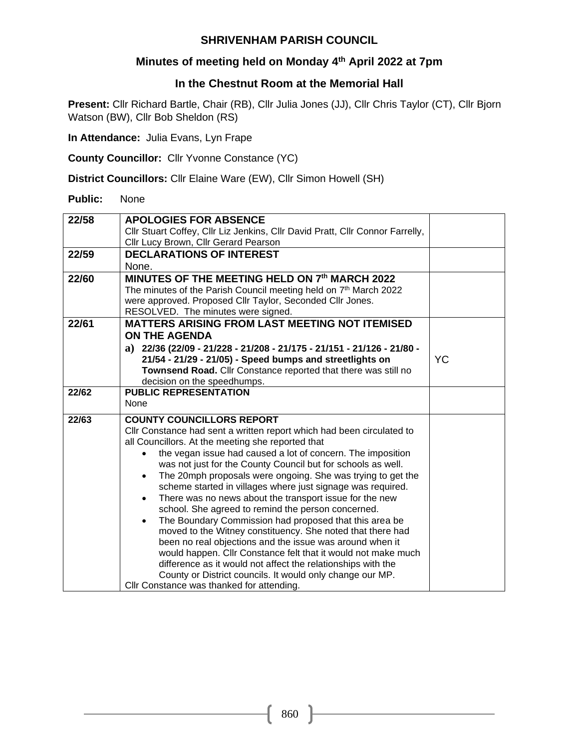# SHRIVENHAM PARISH COUNCIL

## Minutes of meeting held on Monday 4th April 2022 at 7pm

## In the Chestnut Room at the Memorial Hall

**Present:** Cllr Richard Bartle, Chair (RB), Cllr Julia Jones (JJ), Cllr Chris Taylor (CT), Cllr Bjorn Watson (BW), Cllr Bob Sheldon (RS)

**In Attendance:** Julia Evans, Lyn Frape

**County Councillor:** Cllr Yvonne Constance (YC)

**District Councillors:** Cllr Elaine Ware (EW), Cllr Simon Howell (SH)

**Public:** None

| | | |
|---|---|---|
| 22/58 | **APOLOGIES FOR ABSENCE**<br>Cllr Stuart Coffey, Cllr Liz Jenkins, Cllr David Pratt, Cllr Connor Farrelly, Cllr Lucy Brown, Cllr Gerard Pearson | |
| 22/59 | **DECLARATIONS OF INTEREST**<br>None. | |
| 22/60 | **MINUTES OF THE MEETING HELD ON 7th MARCH 2022**<br>The minutes of the Parish Council meeting held on 7th March 2022 were approved. Proposed Cllr Taylor, Seconded Cllr Jones. RESOLVED. The minutes were signed. | |
| 22/61 | **MATTERS ARISING FROM LAST MEETING NOT ITEMISED ON THE AGENDA**<br>**a) 22/36 (22/09 - 21/228 - 21/208 - 21/175 - 21/151 - 21/126 - 21/80 - 21/54 - 21/29 - 21/05) - Speed bumps and streetlights on Townsend Road.** Cllr Constance reported that there was still no decision on the speedhumps. | YC |
| 22/62 | **PUBLIC REPRESENTATION**<br>None | |
| 22/63 | **COUNTY COUNCILLORS REPORT**<br>Cllr Constance had sent a written report which had been circulated to all Councillors. At the meeting she reported that<br>• the vegan issue had caused a lot of concern. The imposition was not just for the County Council but for schools as well.<br>• The 20mph proposals were ongoing. She was trying to get the scheme started in villages where just signage was required.<br>• There was no news about the transport issue for the new school. She agreed to remind the person concerned.<br>• The Boundary Commission had proposed that this area be moved to the Witney constituency. She noted that there had been no real objections and the issue was around when it would happen. Cllr Constance felt that it would not make much difference as it would not affect the relationships with the County or District councils. It would only change our MP.<br>Cllr Constance was thanked for attending. | |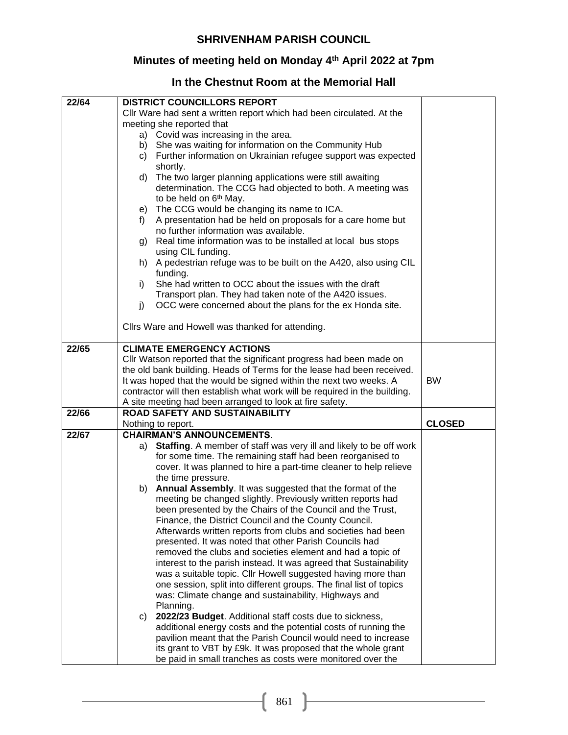# SHRIVENHAM PARISH COUNCIL

## Minutes of meeting held on Monday 4th April 2022 at 7pm

## In the Chestnut Room at the Memorial Hall

| | | |
|---|---|---|
| 22/64 | **DISTRICT COUNCILLORS REPORT**<br>Cllr Ware had sent a written report which had been circulated. At the meeting she reported that<br>a) Covid was increasing in the area.<br>b) She was waiting for information on the Community Hub<br>c) Further information on Ukrainian refugee support was expected shortly.<br>d) The two larger planning applications were still awaiting determination. The CCG had objected to both. A meeting was to be held on 6th May.<br>e) The CCG would be changing its name to ICA.<br>f) A presentation had be held on proposals for a care home but no further information was available.<br>g) Real time information was to be installed at local bus stops using CIL funding.<br>h) A pedestrian refuge was to be built on the A420, also using CIL funding.<br>i) She had written to OCC about the issues with the draft Transport plan. They had taken note of the A420 issues.<br>j) OCC were concerned about the plans for the ex Honda site.<br><br>Cllrs Ware and Howell was thanked for attending. | |
| 22/65 | **CLIMATE EMERGENCY ACTIONS**<br>Cllr Watson reported that the significant progress had been made on the old bank building. Heads of Terms for the lease had been received. It was hoped that the would be signed within the next two weeks. A contractor will then establish what work will be required in the building. A site meeting had been arranged to look at fire safety. | BW |
| 22/66 | **ROAD SAFETY AND SUSTAINABILITY**<br>Nothing to report. | **CLOSED** |
| 22/67 | **CHAIRMAN'S ANNOUNCEMENTS**.<br>a) **Staffing**. A member of staff was very ill and likely to be off work for some time. The remaining staff had been reorganised to cover. It was planned to hire a part-time cleaner to help relieve the time pressure.<br>b) **Annual Assembly**. It was suggested that the format of the meeting be changed slightly. Previously written reports had been presented by the Chairs of the Council and the Trust, Finance, the District Council and the County Council. Afterwards written reports from clubs and societies had been presented. It was noted that other Parish Councils had removed the clubs and societies element and had a topic of interest to the parish instead. It was agreed that Sustainability was a suitable topic. Cllr Howell suggested having more than one session, split into different groups. The final list of topics was: Climate change and sustainability, Highways and Planning.<br>c) **2022/23 Budget**. Additional staff costs due to sickness, additional energy costs and the potential costs of running the pavilion meant that the Parish Council would need to increase its grant to VBT by £9k. It was proposed that the whole grant be paid in small tranches as costs were monitored over the | |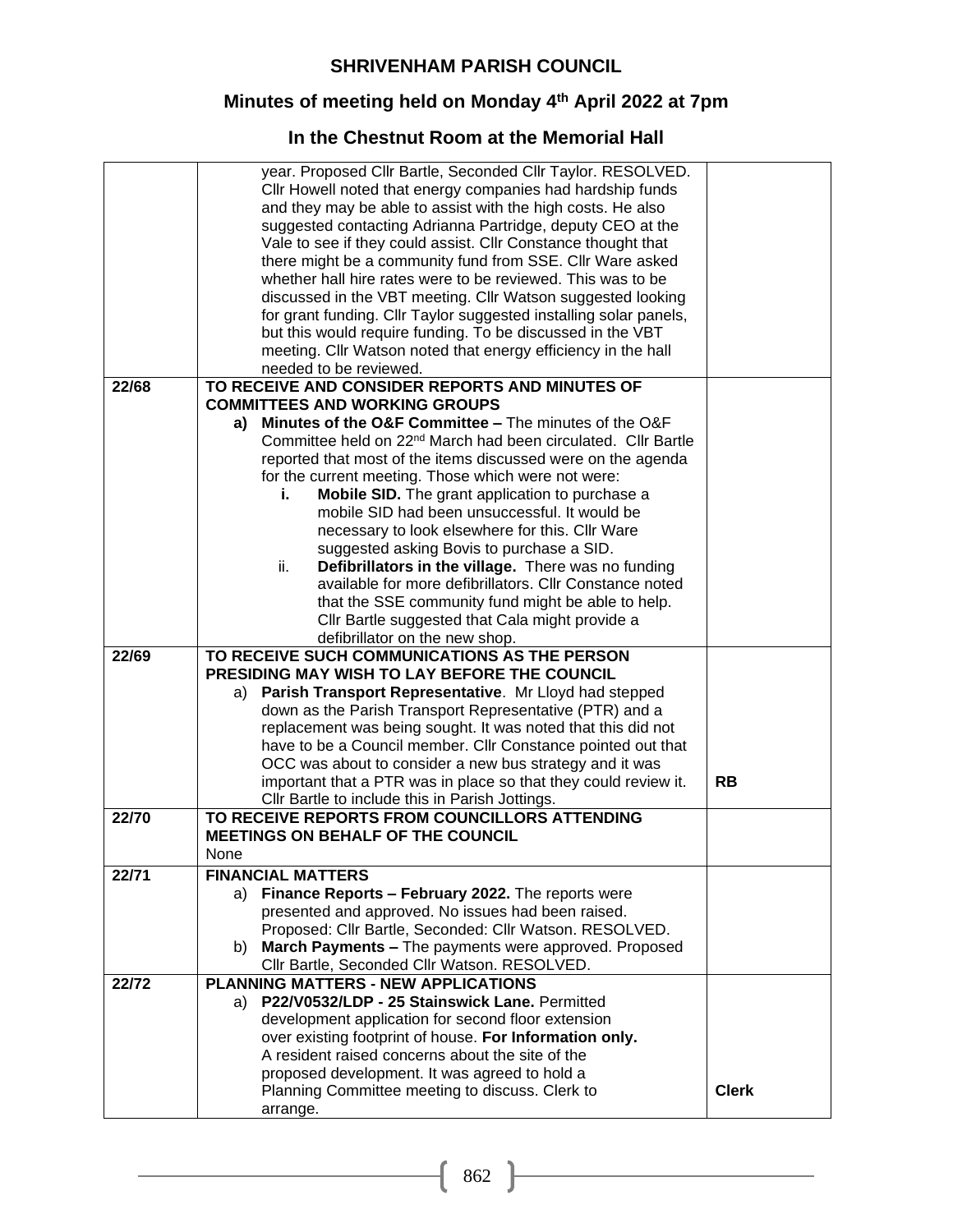# SHRIVENHAM PARISH COUNCIL

## Minutes of meeting held on Monday 4th April 2022 at 7pm

## In the Chestnut Room at the Memorial Hall

| | | |
|---|---|---|
| | year. Proposed Cllr Bartle, Seconded Cllr Taylor. RESOLVED. Cllr Howell noted that energy companies had hardship funds and they may be able to assist with the high costs. He also suggested contacting Adrianna Partridge, deputy CEO at the Vale to see if they could assist. Cllr Constance thought that there might be a community fund from SSE. Cllr Ware asked whether hall hire rates were to be reviewed. This was to be discussed in the VBT meeting. Cllr Watson suggested looking for grant funding. Cllr Taylor suggested installing solar panels, but this would require funding. To be discussed in the VBT meeting. Cllr Watson noted that energy efficiency in the hall needed to be reviewed. | |
| **22/68** | **TO RECEIVE AND CONSIDER REPORTS AND MINUTES OF COMMITTEES AND WORKING GROUPS**<br>**a) Minutes of the O&F Committee –** The minutes of the O&F Committee held on 22nd March had been circulated. Cllr Bartle reported that most of the items discussed were on the agenda for the current meeting. Those which were not were:<br>**i. Mobile SID.** The grant application to purchase a mobile SID had been unsuccessful. It would be necessary to look elsewhere for this. Cllr Ware suggested asking Bovis to purchase a SID.<br>ii. **Defibrillators in the village.** There was no funding available for more defibrillators. Cllr Constance noted that the SSE community fund might be able to help. Cllr Bartle suggested that Cala might provide a defibrillator on the new shop. | |
| **22/69** | **TO RECEIVE SUCH COMMUNICATIONS AS THE PERSON PRESIDING MAY WISH TO LAY BEFORE THE COUNCIL**<br>a) **Parish Transport Representative**. Mr Lloyd had stepped down as the Parish Transport Representative (PTR) and a replacement was being sought. It was noted that this did not have to be a Council member. Cllr Constance pointed out that OCC was about to consider a new bus strategy and it was important that a PTR was in place so that they could review it. Cllr Bartle to include this in Parish Jottings. | **RB** |
| **22/70** | **TO RECEIVE REPORTS FROM COUNCILLORS ATTENDING MEETINGS ON BEHALF OF THE COUNCIL**<br>None | |
| **22/71** | **FINANCIAL MATTERS**<br>a) **Finance Reports – February 2022.** The reports were presented and approved. No issues had been raised. Proposed: Cllr Bartle, Seconded: Cllr Watson. RESOLVED.<br>b) **March Payments –** The payments were approved. Proposed Cllr Bartle, Seconded Cllr Watson. RESOLVED. | |
| **22/72** | **PLANNING MATTERS - NEW APPLICATIONS**<br>a) **P22/V0532/LDP - 25 Stainswick Lane.** Permitted development application for second floor extension over existing footprint of house. **For Information only.** A resident raised concerns about the site of the proposed development. It was agreed to hold a Planning Committee meeting to discuss. Clerk to arrange. | **Clerk** |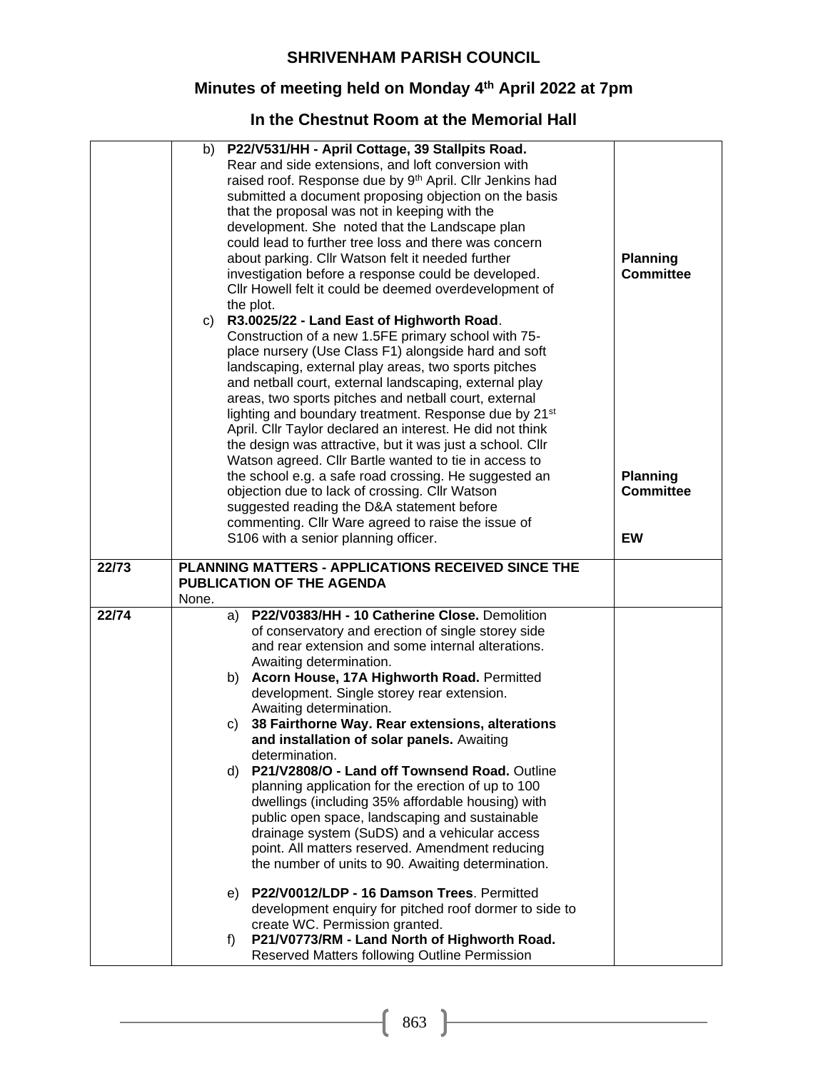# SHRIVENHAM PARISH COUNCIL

## Minutes of meeting held on Monday 4th April 2022 at 7pm

## In the Chestnut Room at the Memorial Hall

| | | |
|---|---|---|
| | b) **P22/V531/HH - April Cottage, 39 Stallpits Road.** Rear and side extensions, and loft conversion with raised roof. Response due by 9th April. Cllr Jenkins had submitted a document proposing objection on the basis that the proposal was not in keeping with the development. She noted that the Landscape plan could lead to further tree loss and there was concern about parking. Cllr Watson felt it needed further investigation before a response could be developed. Cllr Howell felt it could be deemed overdevelopment of the plot.<br>c) **R3.0025/22 - Land East of Highworth Road**. Construction of a new 1.5FE primary school with 75-place nursery (Use Class F1) alongside hard and soft landscaping, external play areas, two sports pitches and netball court, external landscaping, external play areas, two sports pitches and netball court, external lighting and boundary treatment. Response due by 21st April. Cllr Taylor declared an interest. He did not think the design was attractive, but it was just a school. Cllr Watson agreed. Cllr Bartle wanted to tie in access to the school e.g. a safe road crossing. He suggested an objection due to lack of crossing. Cllr Watson suggested reading the D&A statement before commenting. Cllr Ware agreed to raise the issue of S106 with a senior planning officer. | **Planning Committee**<br><br>**Planning Committee**<br><br>**EW** |
| **22/73** | **PLANNING MATTERS - APPLICATIONS RECEIVED SINCE THE PUBLICATION OF THE AGENDA**<br>None. | |
| **22/74** | a) **P22/V0383/HH - 10 Catherine Close.** Demolition of conservatory and erection of single storey side and rear extension and some internal alterations. Awaiting determination.<br>b) **Acorn House, 17A Highworth Road.** Permitted development. Single storey rear extension. Awaiting determination.<br>c) **38 Fairthorne Way. Rear extensions, alterations and installation of solar panels.** Awaiting determination.<br>d) **P21/V2808/O - Land off Townsend Road.** Outline planning application for the erection of up to 100 dwellings (including 35% affordable housing) with public open space, landscaping and sustainable drainage system (SuDS) and a vehicular access point. All matters reserved. Amendment reducing the number of units to 90. Awaiting determination.<br>e) **P22/V0012/LDP - 16 Damson Trees**. Permitted development enquiry for pitched roof dormer to side to create WC. Permission granted.<br>f) **P21/V0773/RM - Land North of Highworth Road.** Reserved Matters following Outline Permission | |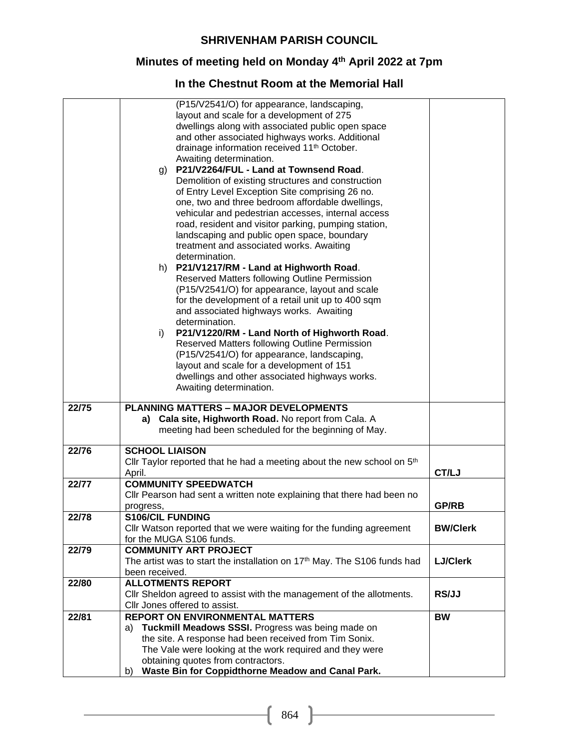# SHRIVENHAM PARISH COUNCIL

## Minutes of meeting held on Monday 4th April 2022 at 7pm

## In the Chestnut Room at the Memorial Hall

| | | |
|---|---|---|
| | (P15/V2541/O) for appearance, landscaping, layout and scale for a development of 275 dwellings along with associated public open space and other associated highways works. Additional drainage information received 11th October. Awaiting determination.<br>g) **P21/V2264/FUL - Land at Townsend Road**. Demolition of existing structures and construction of Entry Level Exception Site comprising 26 no. one, two and three bedroom affordable dwellings, vehicular and pedestrian accesses, internal access road, resident and visitor parking, pumping station, landscaping and public open space, boundary treatment and associated works. Awaiting determination.<br>h) **P21/V1217/RM - Land at Highworth Road**. Reserved Matters following Outline Permission (P15/V2541/O) for appearance, layout and scale for the development of a retail unit up to 400 sqm and associated highways works. Awaiting determination.<br>i) **P21/V1220/RM - Land North of Highworth Road**. Reserved Matters following Outline Permission (P15/V2541/O) for appearance, landscaping, layout and scale for a development of 151 dwellings and other associated highways works. Awaiting determination. | |
| **22/75** | **PLANNING MATTERS – MAJOR DEVELOPMENTS**<br>**a) Cala site, Highworth Road.** No report from Cala. A meeting had been scheduled for the beginning of May. | |
| **22/76** | **SCHOOL LIAISON**<br>Cllr Taylor reported that he had a meeting about the new school on 5th April. | **CT/LJ** |
| **22/77** | **COMMUNITY SPEEDWATCH**<br>Cllr Pearson had sent a written note explaining that there had been no progress, | **GP/RB** |
| **22/78** | **S106/CIL FUNDING**<br>Cllr Watson reported that we were waiting for the funding agreement for the MUGA S106 funds. | **BW/Clerk** |
| **22/79** | **COMMUNITY ART PROJECT**<br>The artist was to start the installation on 17th May. The S106 funds had been received. | **LJ/Clerk** |
| **22/80** | **ALLOTMENTS REPORT**<br>Cllr Sheldon agreed to assist with the management of the allotments. Cllr Jones offered to assist. | **RS/JJ** |
| **22/81** | **REPORT ON ENVIRONMENTAL MATTERS**<br>a) **Tuckmill Meadows SSSI.** Progress was being made on the site. A response had been received from Tim Sonix. The Vale were looking at the work required and they were obtaining quotes from contractors.<br>b) **Waste Bin for Coppidthorne Meadow and Canal Park.** | **BW** |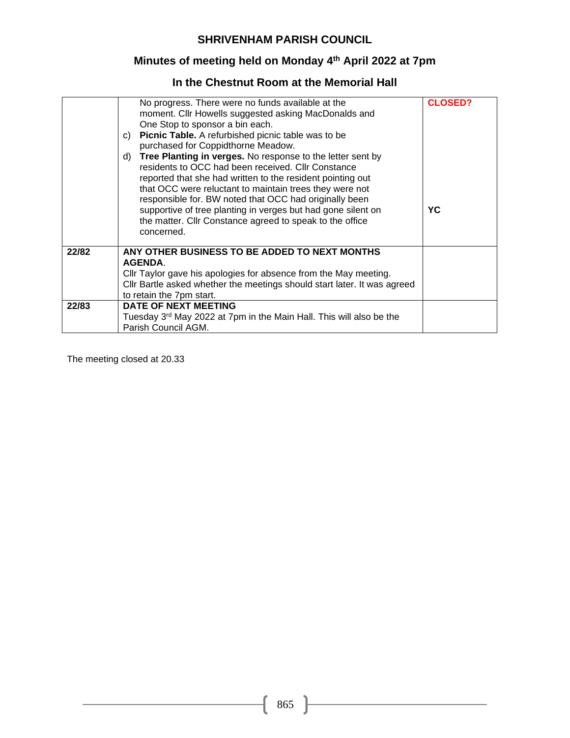# SHRIVENHAM PARISH COUNCIL

## Minutes of meeting held on Monday 4th April 2022 at 7pm

## In the Chestnut Room at the Memorial Hall

| | | |
|---|---|---|
| | No progress. There were no funds available at the moment. Cllr Howells suggested asking MacDonalds and One Stop to sponsor a bin each.<br>c) **Picnic Table.** A refurbished picnic table was to be purchased for Coppidthorne Meadow.<br>d) **Tree Planting in verges.** No response to the letter sent by residents to OCC had been received. Cllr Constance reported that she had written to the resident pointing out that OCC were reluctant to maintain trees they were not responsible for. BW noted that OCC had originally been supportive of tree planting in verges but had gone silent on the matter. Cllr Constance agreed to speak to the office concerned. | **CLOSED?**<br><br><br><br><br><br><br><br><br><br>**YC** |
| **22/82** | **ANY OTHER BUSINESS TO BE ADDED TO NEXT MONTHS AGENDA**.<br>Cllr Taylor gave his apologies for absence from the May meeting.<br>Cllr Bartle asked whether the meetings should start later. It was agreed to retain the 7pm start. | |
| **22/83** | **DATE OF NEXT MEETING**<br>Tuesday 3rd May 2022 at 7pm in the Main Hall. This will also be the Parish Council AGM. | |

The meeting closed at 20.33